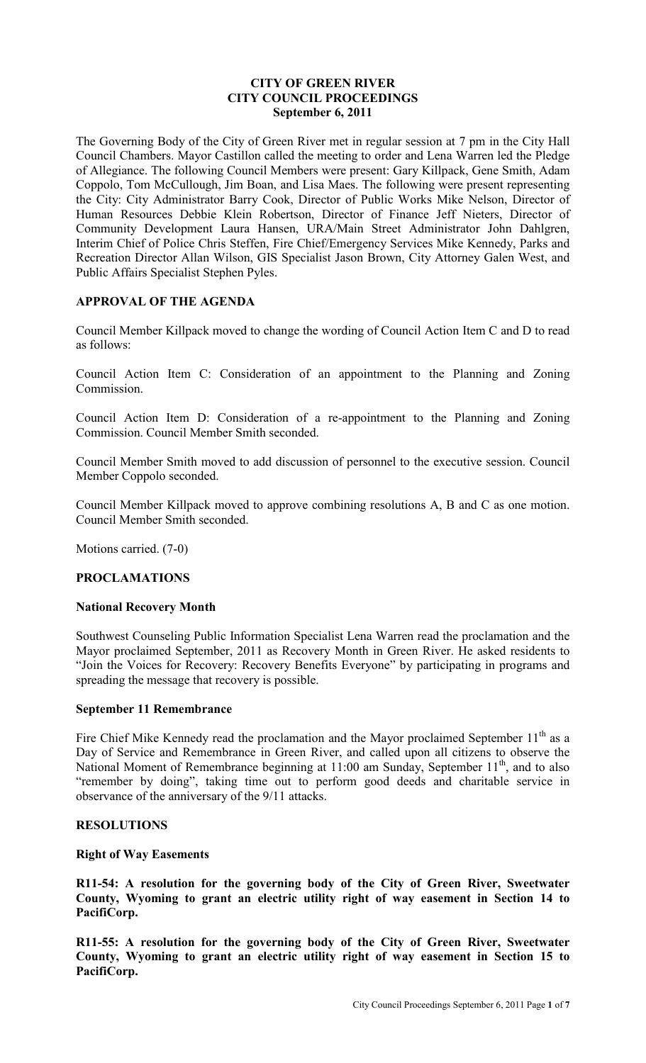**CITY OF GREEN RIVER**
**CITY COUNCIL PROCEEDINGS**
**September 6, 2011**

The Governing Body of the City of Green River met in regular session at 7 pm in the City Hall Council Chambers. Mayor Castillon called the meeting to order and Lena Warren led the Pledge of Allegiance. The following Council Members were present: Gary Killpack, Gene Smith, Adam Coppolo, Tom McCullough, Jim Boan, and Lisa Maes. The following were present representing the City: City Administrator Barry Cook, Director of Public Works Mike Nelson, Director of Human Resources Debbie Klein Robertson, Director of Finance Jeff Nieters, Director of Community Development Laura Hansen, URA/Main Street Administrator John Dahlgren, Interim Chief of Police Chris Steffen, Fire Chief/Emergency Services Mike Kennedy, Parks and Recreation Director Allan Wilson, GIS Specialist Jason Brown, City Attorney Galen West, and Public Affairs Specialist Stephen Pyles.

## APPROVAL OF THE AGENDA

Council Member Killpack moved to change the wording of Council Action Item C and D to read as follows:

Council Action Item C: Consideration of an appointment to the Planning and Zoning Commission.

Council Action Item D: Consideration of a re-appointment to the Planning and Zoning Commission. Council Member Smith seconded.

Council Member Smith moved to add discussion of personnel to the executive session. Council Member Coppolo seconded.

Council Member Killpack moved to approve combining resolutions A, B and C as one motion. Council Member Smith seconded.

Motions carried. (7-0)

## PROCLAMATIONS

### National Recovery Month

Southwest Counseling Public Information Specialist Lena Warren read the proclamation and the Mayor proclaimed September, 2011 as Recovery Month in Green River. He asked residents to "Join the Voices for Recovery: Recovery Benefits Everyone" by participating in programs and spreading the message that recovery is possible.

### September 11 Remembrance

Fire Chief Mike Kennedy read the proclamation and the Mayor proclaimed September 11th as a Day of Service and Remembrance in Green River, and called upon all citizens to observe the National Moment of Remembrance beginning at 11:00 am Sunday, September 11th, and to also "remember by doing", taking time out to perform good deeds and charitable service in observance of the anniversary of the 9/11 attacks.

## RESOLUTIONS

### Right of Way Easements

**R11-54: A resolution for the governing body of the City of Green River, Sweetwater County, Wyoming to grant an electric utility right of way easement in Section 14 to PacifiCorp.**

**R11-55: A resolution for the governing body of the City of Green River, Sweetwater County, Wyoming to grant an electric utility right of way easement in Section 15 to PacifiCorp.**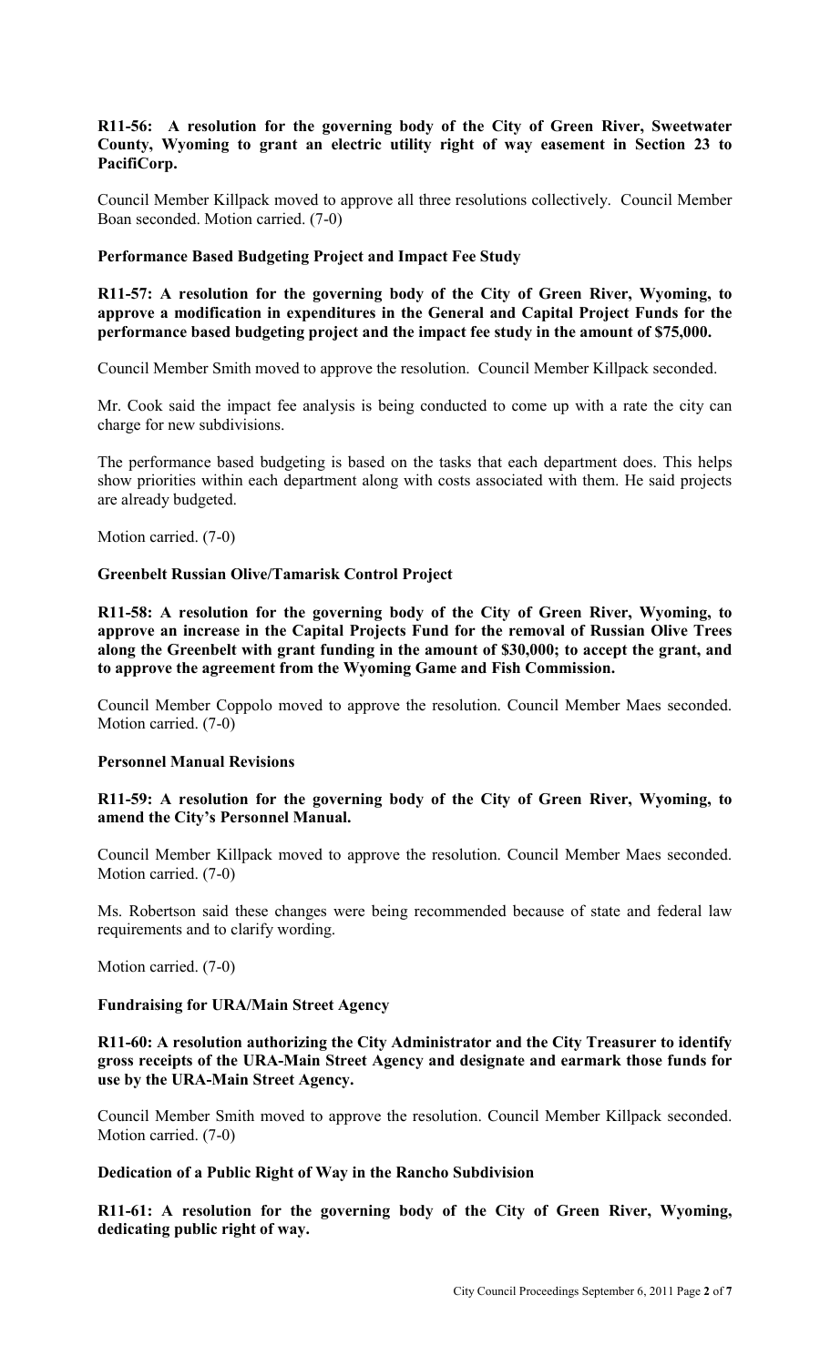**R11-56: A resolution for the governing body of the City of Green River, Sweetwater County, Wyoming to grant an electric utility right of way easement in Section 23 to PacifiCorp.**

Council Member Killpack moved to approve all three resolutions collectively. Council Member Boan seconded. Motion carried. (7-0)

**Performance Based Budgeting Project and Impact Fee Study**

**R11-57: A resolution for the governing body of the City of Green River, Wyoming, to approve a modification in expenditures in the General and Capital Project Funds for the performance based budgeting project and the impact fee study in the amount of $75,000.**

Council Member Smith moved to approve the resolution. Council Member Killpack seconded.

Mr. Cook said the impact fee analysis is being conducted to come up with a rate the city can charge for new subdivisions.

The performance based budgeting is based on the tasks that each department does. This helps show priorities within each department along with costs associated with them. He said projects are already budgeted.

Motion carried. (7-0)

**Greenbelt Russian Olive/Tamarisk Control Project**

**R11-58: A resolution for the governing body of the City of Green River, Wyoming, to approve an increase in the Capital Projects Fund for the removal of Russian Olive Trees along the Greenbelt with grant funding in the amount of $30,000; to accept the grant, and to approve the agreement from the Wyoming Game and Fish Commission.**

Council Member Coppolo moved to approve the resolution. Council Member Maes seconded. Motion carried. (7-0)

**Personnel Manual Revisions**

**R11-59: A resolution for the governing body of the City of Green River, Wyoming, to amend the City's Personnel Manual.**

Council Member Killpack moved to approve the resolution. Council Member Maes seconded. Motion carried. (7-0)

Ms. Robertson said these changes were being recommended because of state and federal law requirements and to clarify wording.

Motion carried. (7-0)

**Fundraising for URA/Main Street Agency**

**R11-60: A resolution authorizing the City Administrator and the City Treasurer to identify gross receipts of the URA-Main Street Agency and designate and earmark those funds for use by the URA-Main Street Agency.**

Council Member Smith moved to approve the resolution. Council Member Killpack seconded. Motion carried. (7-0)

**Dedication of a Public Right of Way in the Rancho Subdivision**

**R11-61: A resolution for the governing body of the City of Green River, Wyoming, dedicating public right of way.**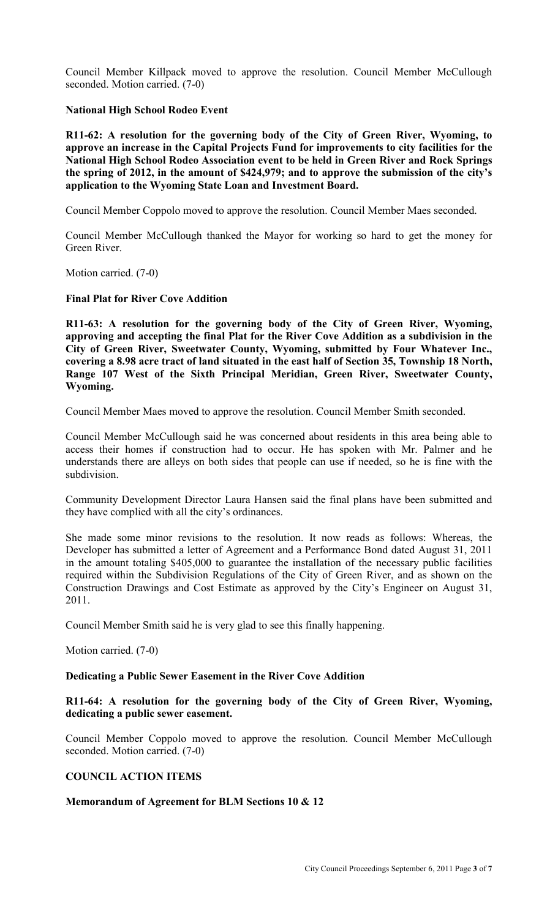Council Member Killpack moved to approve the resolution. Council Member McCullough seconded. Motion carried. (7-0)

**National High School Rodeo Event**

**R11-62: A resolution for the governing body of the City of Green River, Wyoming, to approve an increase in the Capital Projects Fund for improvements to city facilities for the National High School Rodeo Association event to be held in Green River and Rock Springs the spring of 2012, in the amount of $424,979; and to approve the submission of the city's application to the Wyoming State Loan and Investment Board.**

Council Member Coppolo moved to approve the resolution. Council Member Maes seconded.

Council Member McCullough thanked the Mayor for working so hard to get the money for Green River.

Motion carried. (7-0)

**Final Plat for River Cove Addition**

**R11-63: A resolution for the governing body of the City of Green River, Wyoming, approving and accepting the final Plat for the River Cove Addition as a subdivision in the City of Green River, Sweetwater County, Wyoming, submitted by Four Whatever Inc., covering a 8.98 acre tract of land situated in the east half of Section 35, Township 18 North, Range 107 West of the Sixth Principal Meridian, Green River, Sweetwater County, Wyoming.**

Council Member Maes moved to approve the resolution. Council Member Smith seconded.

Council Member McCullough said he was concerned about residents in this area being able to access their homes if construction had to occur. He has spoken with Mr. Palmer and he understands there are alleys on both sides that people can use if needed, so he is fine with the subdivision.

Community Development Director Laura Hansen said the final plans have been submitted and they have complied with all the city's ordinances.

She made some minor revisions to the resolution. It now reads as follows: Whereas, the Developer has submitted a letter of Agreement and a Performance Bond dated August 31, 2011 in the amount totaling $405,000 to guarantee the installation of the necessary public facilities required within the Subdivision Regulations of the City of Green River, and as shown on the Construction Drawings and Cost Estimate as approved by the City's Engineer on August 31, 2011.

Council Member Smith said he is very glad to see this finally happening.

Motion carried. (7-0)

**Dedicating a Public Sewer Easement in the River Cove Addition**

**R11-64: A resolution for the governing body of the City of Green River, Wyoming, dedicating a public sewer easement.**

Council Member Coppolo moved to approve the resolution. Council Member McCullough seconded. Motion carried. (7-0)

**COUNCIL ACTION ITEMS**

**Memorandum of Agreement for BLM Sections 10 & 12**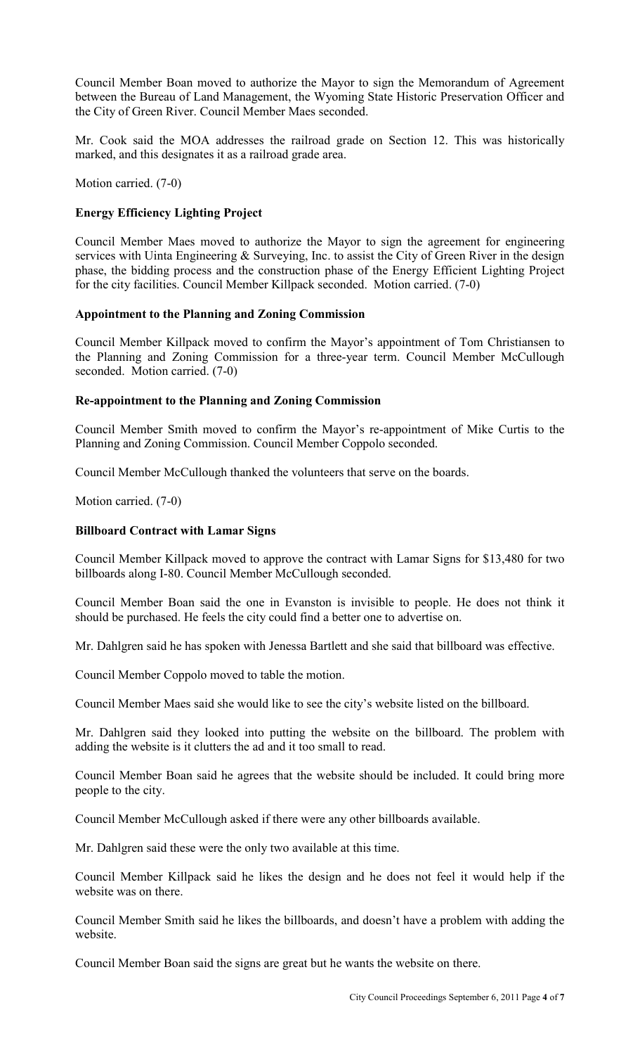Council Member Boan moved to authorize the Mayor to sign the Memorandum of Agreement between the Bureau of Land Management, the Wyoming State Historic Preservation Officer and the City of Green River. Council Member Maes seconded.

Mr. Cook said the MOA addresses the railroad grade on Section 12. This was historically marked, and this designates it as a railroad grade area.

Motion carried. (7-0)

**Energy Efficiency Lighting Project**

Council Member Maes moved to authorize the Mayor to sign the agreement for engineering services with Uinta Engineering & Surveying, Inc. to assist the City of Green River in the design phase, the bidding process and the construction phase of the Energy Efficient Lighting Project for the city facilities. Council Member Killpack seconded. Motion carried. (7-0)

**Appointment to the Planning and Zoning Commission**

Council Member Killpack moved to confirm the Mayor's appointment of Tom Christiansen to the Planning and Zoning Commission for a three-year term. Council Member McCullough seconded. Motion carried. (7-0)

**Re-appointment to the Planning and Zoning Commission**

Council Member Smith moved to confirm the Mayor's re-appointment of Mike Curtis to the Planning and Zoning Commission. Council Member Coppolo seconded.

Council Member McCullough thanked the volunteers that serve on the boards.

Motion carried. (7-0)

**Billboard Contract with Lamar Signs**

Council Member Killpack moved to approve the contract with Lamar Signs for $13,480 for two billboards along I-80. Council Member McCullough seconded.

Council Member Boan said the one in Evanston is invisible to people. He does not think it should be purchased. He feels the city could find a better one to advertise on.

Mr. Dahlgren said he has spoken with Jenessa Bartlett and she said that billboard was effective.

Council Member Coppolo moved to table the motion.

Council Member Maes said she would like to see the city's website listed on the billboard.

Mr. Dahlgren said they looked into putting the website on the billboard. The problem with adding the website is it clutters the ad and it too small to read.

Council Member Boan said he agrees that the website should be included. It could bring more people to the city.

Council Member McCullough asked if there were any other billboards available.

Mr. Dahlgren said these were the only two available at this time.

Council Member Killpack said he likes the design and he does not feel it would help if the website was on there.

Council Member Smith said he likes the billboards, and doesn't have a problem with adding the website.

Council Member Boan said the signs are great but he wants the website on there.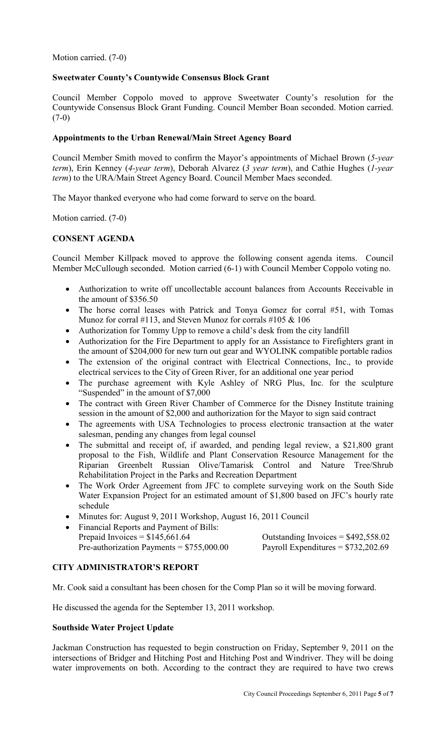Motion carried. (7-0)

**Sweetwater County's Countywide Consensus Block Grant**

Council Member Coppolo moved to approve Sweetwater County's resolution for the Countywide Consensus Block Grant Funding. Council Member Boan seconded. Motion carried. (7-0)

**Appointments to the Urban Renewal/Main Street Agency Board**

Council Member Smith moved to confirm the Mayor's appointments of Michael Brown (*5-year term*), Erin Kenney (*4-year term*), Deborah Alvarez (*3 year term*), and Cathie Hughes (*1-year term*) to the URA/Main Street Agency Board. Council Member Maes seconded.

The Mayor thanked everyone who had come forward to serve on the board.

Motion carried. (7-0)

## CONSENT AGENDA

Council Member Killpack moved to approve the following consent agenda items. Council Member McCullough seconded. Motion carried (6-1) with Council Member Coppolo voting no.

- Authorization to write off uncollectable account balances from Accounts Receivable in the amount of $356.50
- The horse corral leases with Patrick and Tonya Gomez for corral #51, with Tomas Munoz for corral #113, and Steven Munoz for corrals #105 & 106
- Authorization for Tommy Upp to remove a child's desk from the city landfill
- Authorization for the Fire Department to apply for an Assistance to Firefighters grant in the amount of $204,000 for new turn out gear and WYOLINK compatible portable radios
- The extension of the original contract with Electrical Connections, Inc., to provide electrical services to the City of Green River, for an additional one year period
- The purchase agreement with Kyle Ashley of NRG Plus, Inc. for the sculpture "Suspended" in the amount of $7,000
- The contract with Green River Chamber of Commerce for the Disney Institute training session in the amount of $2,000 and authorization for the Mayor to sign said contract
- The agreements with USA Technologies to process electronic transaction at the water salesman, pending any changes from legal counsel
- The submittal and receipt of, if awarded, and pending legal review, a $21,800 grant proposal to the Fish, Wildlife and Plant Conservation Resource Management for the Riparian Greenbelt Russian Olive/Tamarisk Control and Nature Tree/Shrub Rehabilitation Project in the Parks and Recreation Department
- The Work Order Agreement from JFC to complete surveying work on the South Side Water Expansion Project for an estimated amount of $1,800 based on JFC's hourly rate schedule
- Minutes for: August 9, 2011 Workshop, August 16, 2011 Council
- Financial Reports and Payment of Bills:
  Prepaid Invoices = $145,661.64 Outstanding Invoices = $492,558.02
  Pre-authorization Payments = $755,000.00 Payroll Expenditures = $732,202.69

## CITY ADMINISTRATOR'S REPORT

Mr. Cook said a consultant has been chosen for the Comp Plan so it will be moving forward.

He discussed the agenda for the September 13, 2011 workshop.

**Southside Water Project Update**

Jackman Construction has requested to begin construction on Friday, September 9, 2011 on the intersections of Bridger and Hitching Post and Hitching Post and Windriver. They will be doing water improvements on both. According to the contract they are required to have two crews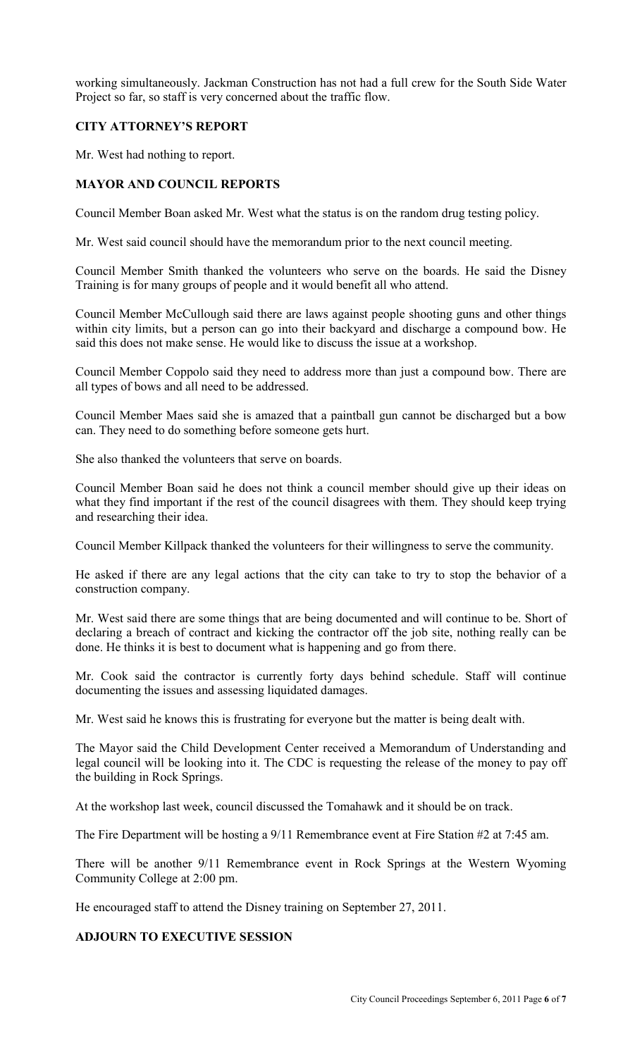working simultaneously. Jackman Construction has not had a full crew for the South Side Water Project so far, so staff is very concerned about the traffic flow.

**CITY ATTORNEY'S REPORT**

Mr. West had nothing to report.

**MAYOR AND COUNCIL REPORTS**

Council Member Boan asked Mr. West what the status is on the random drug testing policy.

Mr. West said council should have the memorandum prior to the next council meeting.

Council Member Smith thanked the volunteers who serve on the boards. He said the Disney Training is for many groups of people and it would benefit all who attend.

Council Member McCullough said there are laws against people shooting guns and other things within city limits, but a person can go into their backyard and discharge a compound bow. He said this does not make sense. He would like to discuss the issue at a workshop.

Council Member Coppolo said they need to address more than just a compound bow. There are all types of bows and all need to be addressed.

Council Member Maes said she is amazed that a paintball gun cannot be discharged but a bow can. They need to do something before someone gets hurt.

She also thanked the volunteers that serve on boards.

Council Member Boan said he does not think a council member should give up their ideas on what they find important if the rest of the council disagrees with them. They should keep trying and researching their idea.

Council Member Killpack thanked the volunteers for their willingness to serve the community.

He asked if there are any legal actions that the city can take to try to stop the behavior of a construction company.

Mr. West said there are some things that are being documented and will continue to be. Short of declaring a breach of contract and kicking the contractor off the job site, nothing really can be done. He thinks it is best to document what is happening and go from there.

Mr. Cook said the contractor is currently forty days behind schedule. Staff will continue documenting the issues and assessing liquidated damages.

Mr. West said he knows this is frustrating for everyone but the matter is being dealt with.

The Mayor said the Child Development Center received a Memorandum of Understanding and legal council will be looking into it. The CDC is requesting the release of the money to pay off the building in Rock Springs.

At the workshop last week, council discussed the Tomahawk and it should be on track.

The Fire Department will be hosting a 9/11 Remembrance event at Fire Station #2 at 7:45 am.

There will be another 9/11 Remembrance event in Rock Springs at the Western Wyoming Community College at 2:00 pm.

He encouraged staff to attend the Disney training on September 27, 2011.

**ADJOURN TO EXECUTIVE SESSION**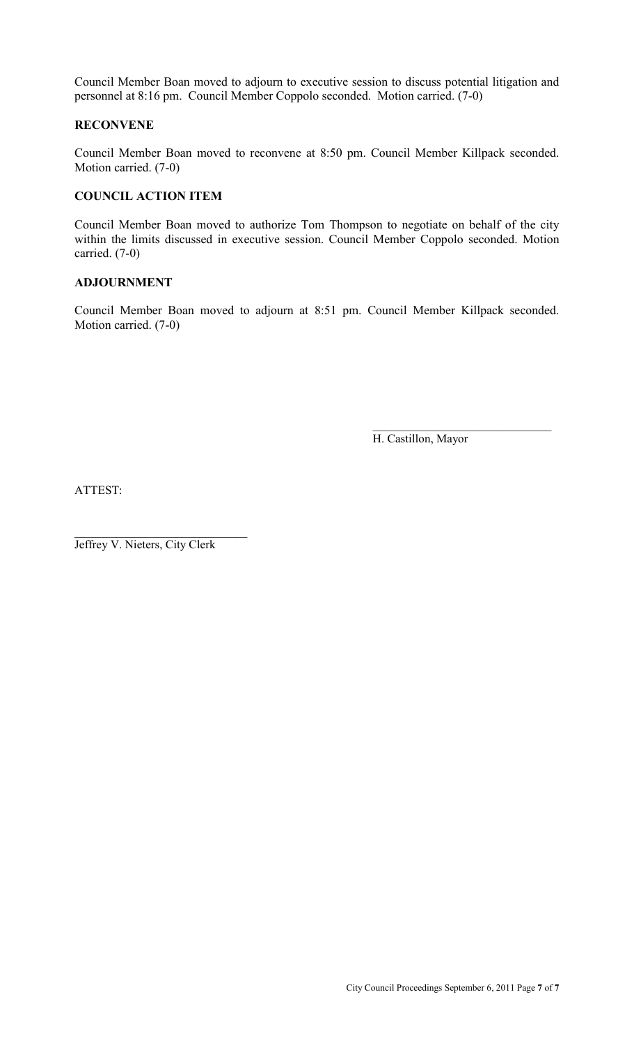Council Member Boan moved to adjourn to executive session to discuss potential litigation and personnel at 8:16 pm. Council Member Coppolo seconded. Motion carried. (7-0)

**RECONVENE**

Council Member Boan moved to reconvene at 8:50 pm. Council Member Killpack seconded. Motion carried. (7-0)

**COUNCIL ACTION ITEM**

Council Member Boan moved to authorize Tom Thompson to negotiate on behalf of the city within the limits discussed in executive session. Council Member Coppolo seconded. Motion carried. (7-0)

**ADJOURNMENT**

Council Member Boan moved to adjourn at 8:51 pm. Council Member Killpack seconded. Motion carried. (7-0)

\_\_\_\_\_\_\_\_\_\_\_\_\_\_\_\_\_\_\_\_\_\_\_\_\_\_\_\_\_\_

H. Castillon, Mayor

ATTEST:

\_\_\_\_\_\_\_\_\_\_\_\_\_\_\_\_\_\_\_\_\_\_\_\_\_\_\_\_\_\_

Jeffrey V. Nieters, City Clerk